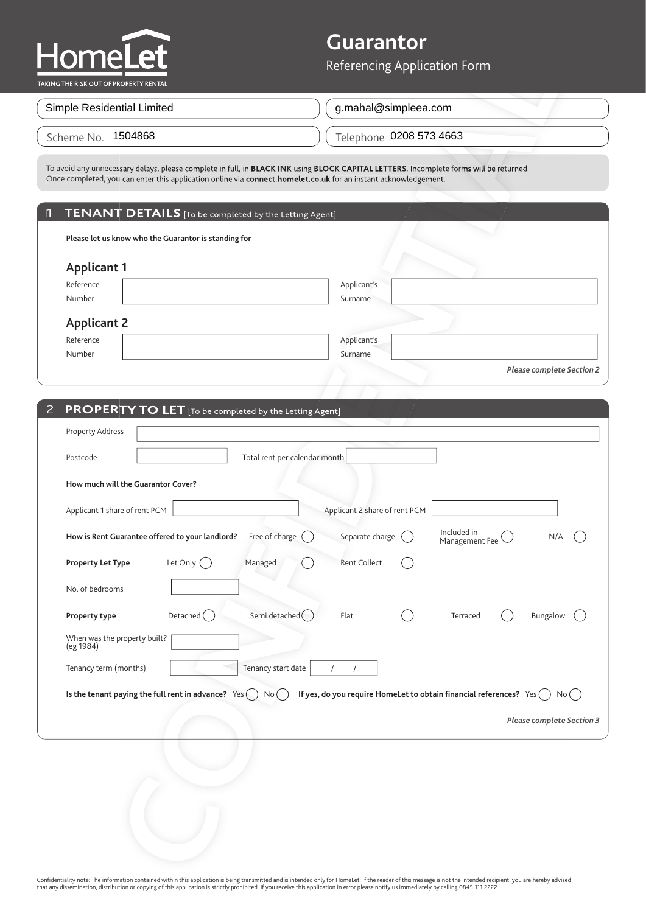# HomeLet

TAKING THE RISK OUT OF PROPERTY RENTAL

## Guarantor

Referencing Application Form

Simple Residential Limited

g.mahal@simpleea.com

Scheme No. 1504868

Telephone 0208 573 4663

To avoid any unnecessary delays, please complete in full, in **BLACK INK** using **BLOCK CAPITAL LETTERS**. Incomplete forms will be returned. Once completed, you can enter this application online via **connect.homelet.co.uk** for an instant acknowledgement.

## 1 TENANT DETAILS [To be completed by the Letting Agent]

**Please let us know who the Guarantor is standing for**

### Applicant 1

Reference Number _______ Applicant's Surname _______

### Applicant 2

Reference Number _______ Applicant's Surname _______

***Please complete Section 2***

## 2 PROPERTY TO LET [To be completed by the Letting Agent]

Property Address _______

Postcode _______ Total rent per calendar month _______

**How much will the Guarantor Cover?**

Applicant 1 share of rent PCM _______ Applicant 2 share of rent PCM _______

**How is Rent Guarantee offered to your landlord?** Free of charge ◯ Separate charge ◯ Included in Management Fee ◯ N/A ◯

**Property Let Type** Let Only ◯ Managed ◯ Rent Collect ◯

No. of bedrooms _______

**Property type** Detached ◯ Semi detached ◯ Flat ◯ Terraced ◯ Bungalow ◯

When was the property built? (eg 1984) _______

Tenancy term (months) _______ Tenancy start date / /

**Is the tenant paying the full rent in advance?** Yes ◯ No ◯ **If yes, do you require HomeLet to obtain financial references?** Yes ◯ No ◯

***Please complete Section 3***

Confidentiality note: The information contained within this application is being transmitted and is intended only for HomeLet. If the reader of this message is not the intended recipient, you are hereby advised that any dissemination, distribution or copying of this application is strictly prohibited. If you receive this application in error please notify us immediately by calling 0845 111 2222.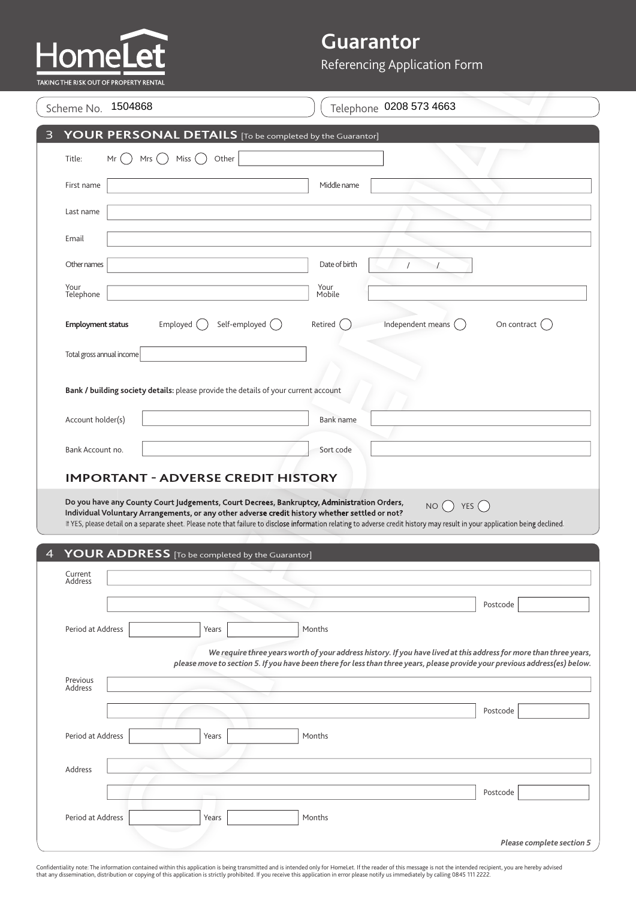# HomeLet

TAKING THE RISK OUT OF PROPERTY RENTAL

## Guarantor

Referencing Application Form

Scheme No. 1504868 | Telephone 0208 573 4663

## 3 YOUR PERSONAL DETAILS [To be completed by the Guarantor]

Title: Mr ◯ Mrs ◯ Miss ◯ Other ____________

First name ____________ Middle name ____________

Last name ____________

Email ____________

Other names ____________ Date of birth ___ / ___ / ___

Your Telephone ____________ Your Mobile ____________

**Employment status** Employed ◯ Self-employed ◯ Retired ◯ Independent means ◯ On contract ◯

Total gross annual income ____________

**Bank / building society details:** please provide the details of your current account

Account holder(s) ____________ Bank name ____________

Bank Account no. ____________ Sort code ____________

### IMPORTANT - ADVERSE CREDIT HISTORY

**Do you have any County Court Judgements, Court Decrees, Bankruptcy, Administration Orders, Individual Voluntary Arrangements, or any other adverse credit history whether settled or not?** NO ◯ YES ◯

If YES, please detail on a separate sheet. Please note that failure to disclose information relating to adverse credit history may result in your application being declined.

## 4 YOUR ADDRESS [To be completed by the Guarantor]

Current Address ____________

____________ Postcode ____________

Period at Address ____ Years ____ Months

*We require three years worth of your address history. If you have lived at this address for more than three years, please move to section 5. If you have been there for less than three years, please provide your previous address(es) below.*

Previous Address ____________

____________ Postcode ____________

Period at Address ____ Years ____ Months

Address ____________

____________ Postcode ____________

Period at Address ____ Years ____ Months

*Please complete section 5*

Confidentiality note: The information contained within this application is being transmitted and is intended only for HomeLet. If the reader of this message is not the intended recipient, you are hereby advised that any dissemination, distribution or copying of this application is strictly prohibited. If you receive this application in error please notify us immediately by calling 0845 111 2222.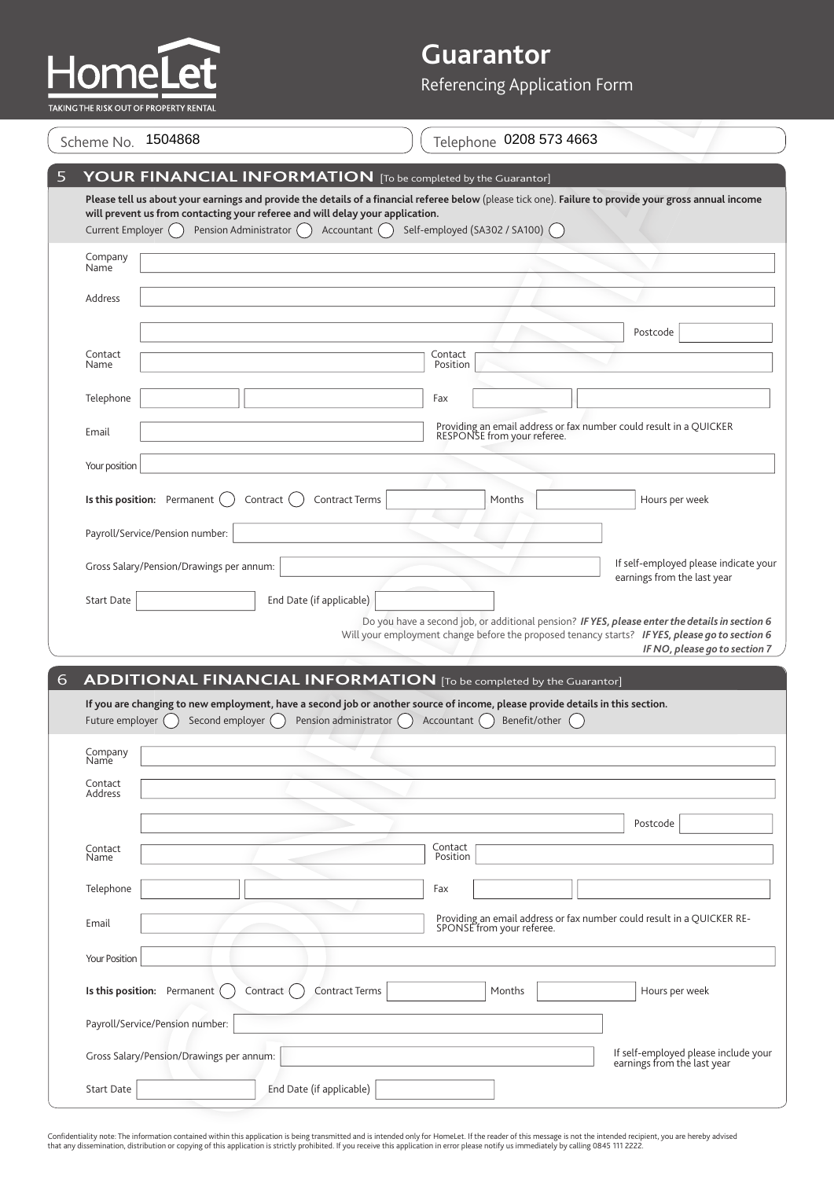HomeLet

TAKING THE RISK OUT OF PROPERTY RENTAL

# Guarantor

Referencing Application Form

Scheme No. 1504868

Telephone 0208 573 4663

## 5 YOUR FINANCIAL INFORMATION [To be completed by the Guarantor]

**Please tell us about your earnings and provide the details of a financial referee below** (please tick one). **Failure to provide your gross annual income will prevent us from contacting your referee and will delay your application.**

Current Employer ◯ Pension Administrator ◯ Accountant ◯ Self-employed (SA302 / SA100) ◯

Company Name

Address

Postcode

Contact Name

Contact Position

Telephone

Fax

Email

Providing an email address or fax number could result in a QUICKER RESPONSE from your referee.

Your position

**Is this position:** Permanent ◯ Contract ◯ Contract Terms Months Hours per week

Payroll/Service/Pension number:

Gross Salary/Pension/Drawings per annum:

If self-employed please indicate your earnings from the last year

Start Date

End Date (if applicable)

Do you have a second job, or additional pension? ***IF YES, please enter the details in section 6***

Will your employment change before the proposed tenancy starts? ***IF YES, please go to section 6***

***IF NO, please go to section 7***

## 6 ADDITIONAL FINANCIAL INFORMATION [To be completed by the Guarantor]

**If you are changing to new employment, have a second job or another source of income, please provide details in this section.**

Future employer ◯ Second employer ◯ Pension administrator ◯ Accountant ◯ Benefit/other ◯

Company Name

Contact Address

Postcode

Contact Name

Contact Position

Telephone

Fax

Email

Providing an email address or fax number could result in a QUICKER RESPONSE from your referee.

Your Position

**Is this position:** Permanent ◯ Contract ◯ Contract Terms Months Hours per week

Payroll/Service/Pension number:

Gross Salary/Pension/Drawings per annum:

If self-employed please include your earnings from the last year

Start Date

End Date (if applicable)

Confidentiality note: The information contained within this application is being transmitted and is intended only for HomeLet. If the reader of this message is not the intended recipient, you are hereby advised that any dissemination, distribution or copying of this application is strictly prohibited. If you receive this application in error please notify us immediately by calling 0845 111 2222.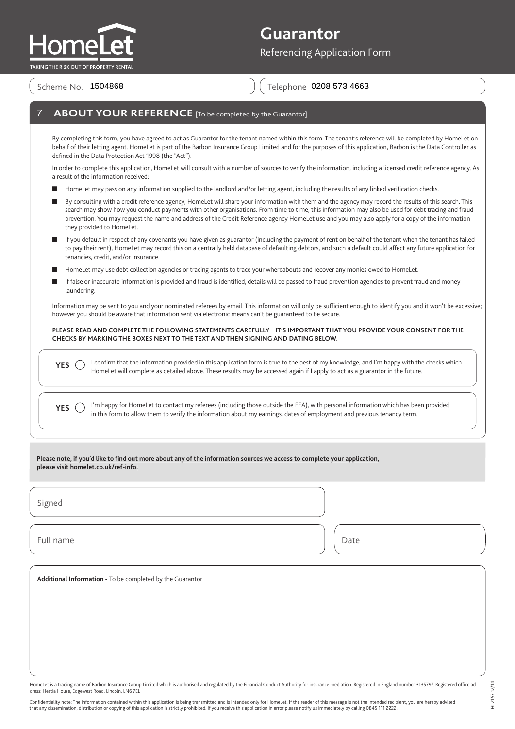# Guarantor

Referencing Application Form

HomeLet — TAKING THE RISK OUT OF PROPERTY RENTAL

Scheme No. 1504868

Telephone 0208 573 4663

## 7 ABOUT YOUR REFERENCE [To be completed by the Guarantor]

By completing this form, you have agreed to act as Guarantor for the tenant named within this form. The tenant's reference will be completed by HomeLet on behalf of their letting agent. HomeLet is part of the Barbon Insurance Group Limited and for the purposes of this application, Barbon is the Data Controller as defined in the Data Protection Act 1998 (the "Act").

In order to complete this application, HomeLet will consult with a number of sources to verify the information, including a licensed credit reference agency. As a result of the information received:

- HomeLet may pass on any information supplied to the landlord and/or letting agent, including the results of any linked verification checks.
- By consulting with a credit reference agency, HomeLet will share your information with them and the agency may record the results of this search. This search may show how you conduct payments with other organisations. From time to time, this information may also be used for debt tracing and fraud prevention. You may request the name and address of the Credit Reference agency HomeLet use and you may also apply for a copy of the information they provided to HomeLet.
- If you default in respect of any covenants you have given as guarantor (including the payment of rent on behalf of the tenant when the tenant has failed to pay their rent), HomeLet may record this on a centrally held database of defaulting debtors, and such a default could affect any future application for tenancies, credit, and/or insurance.
- HomeLet may use debt collection agencies or tracing agents to trace your whereabouts and recover any monies owed to HomeLet.
- If false or inaccurate information is provided and fraud is identified, details will be passed to fraud prevention agencies to prevent fraud and money laundering.

Information may be sent to you and your nominated referees by email. This information will only be sufficient enough to identify you and it won't be excessive; however you should be aware that information sent via electronic means can't be guaranteed to be secure.

**PLEASE READ AND COMPLETE THE FOLLOWING STATEMENTS CAREFULLY – IT'S IMPORTANT THAT YOU PROVIDE YOUR CONSENT FOR THE CHECKS BY MARKING THE BOXES NEXT TO THE TEXT AND THEN SIGNING AND DATING BELOW.**

**YES** ◯ I confirm that the information provided in this application form is true to the best of my knowledge, and I'm happy with the checks which HomeLet will complete as detailed above. These results may be accessed again if I apply to act as a guarantor in the future.

**YES** ◯ I'm happy for HomeLet to contact my referees (including those outside the EEA), with personal information which has been provided in this form to allow them to verify the information about my earnings, dates of employment and previous tenancy term.

**Please note, if you'd like to find out more about any of the information sources we access to complete your application, please visit homelet.co.uk/ref-info.**

Signed

Full name

Date

**Additional Information -** To be completed by the Guarantor

HomeLet is a trading name of Barbon Insurance Group Limited which is authorised and regulated by the Financial Conduct Authority for insurance mediation. Registered in England number 3135797. Registered office address: Hestia House, Edgewest Road, Lincoln, LN6 7EL

Confidentiality note: The information contained within this application is being transmitted and is intended only for HomeLet. If the reader of this message is not the intended recipient, you are hereby advised that any dissemination, distribution or copying of this application is strictly prohibited. If you receive this application in error please notify us immediately by calling 0845 111 2222.

HL2157 12/14